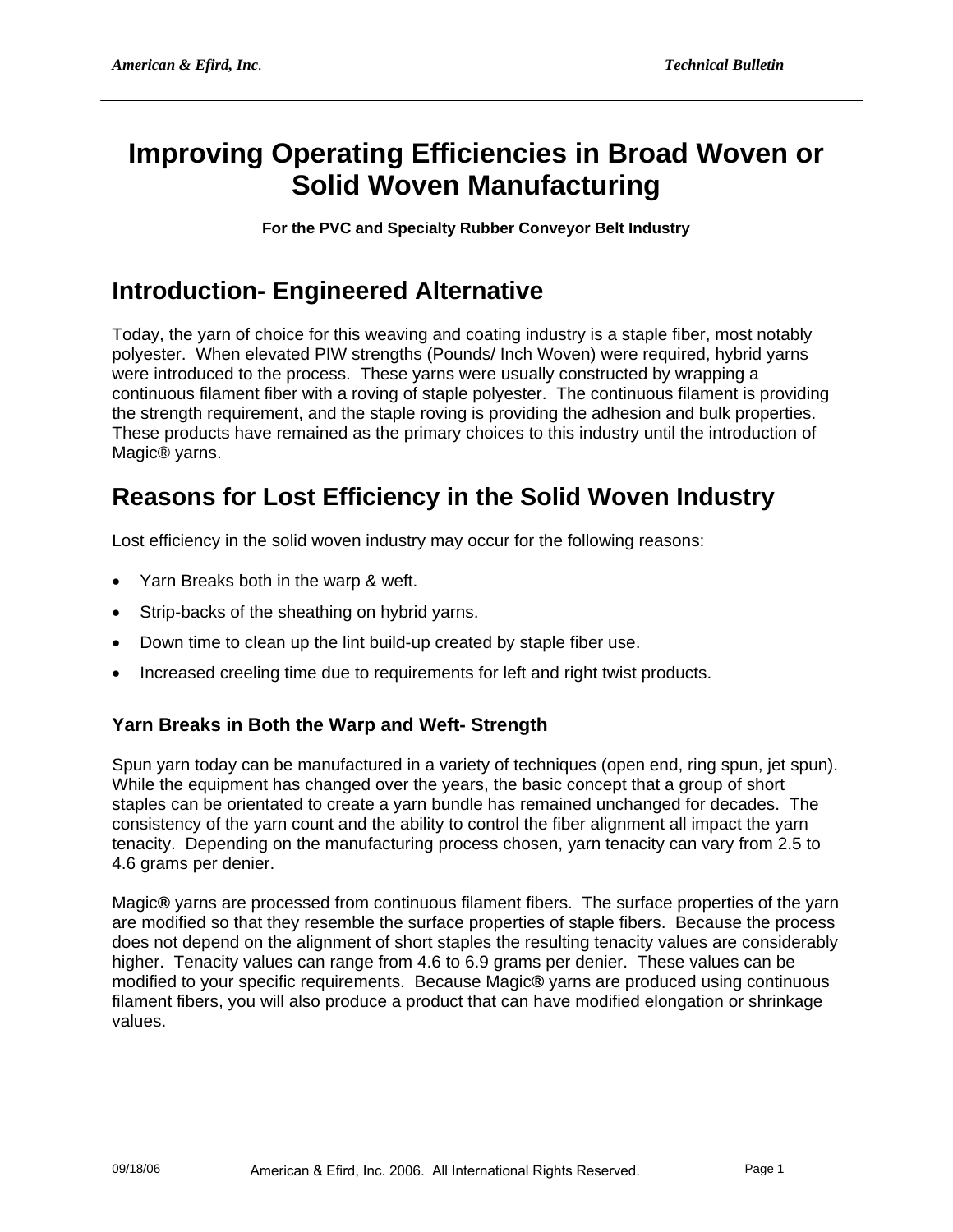# Improving Operating Efficiencies in Broad Woven or Solid Woven Manufacturing

**For the PVC and Specialty Rubber Conveyor Belt Industry**

## Introduction- Engineered Alternative

Today, the yarn of choice for this weaving and coating industry is a staple fiber, most notably polyester. When elevated PIW strengths (Pounds/ Inch Woven) were required, hybrid yarns were introduced to the process. These yarns were usually constructed by wrapping a continuous filament fiber with a roving of staple polyester. The continuous filament is providing the strength requirement, and the staple roving is providing the adhesion and bulk properties. These products have remained as the primary choices to this industry until the introduction of Magic® yarns.

## Reasons for Lost Efficiency in the Solid Woven Industry

Lost efficiency in the solid woven industry may occur for the following reasons:

- Yarn Breaks both in the warp & weft.
- Strip-backs of the sheathing on hybrid yarns.
- Down time to clean up the lint build-up created by staple fiber use.
- Increased creeling time due to requirements for left and right twist products.

### Yarn Breaks in Both the Warp and Weft- Strength

Spun yarn today can be manufactured in a variety of techniques (open end, ring spun, jet spun). While the equipment has changed over the years, the basic concept that a group of short staples can be orientated to create a yarn bundle has remained unchanged for decades. The consistency of the yarn count and the ability to control the fiber alignment all impact the yarn tenacity. Depending on the manufacturing process chosen, yarn tenacity can vary from 2.5 to 4.6 grams per denier.

Magic**®** yarns are processed from continuous filament fibers. The surface properties of the yarn are modified so that they resemble the surface properties of staple fibers. Because the process does not depend on the alignment of short staples the resulting tenacity values are considerably higher. Tenacity values can range from 4.6 to 6.9 grams per denier. These values can be modified to your specific requirements. Because Magic**®** yarns are produced using continuous filament fibers, you will also produce a product that can have modified elongation or shrinkage values.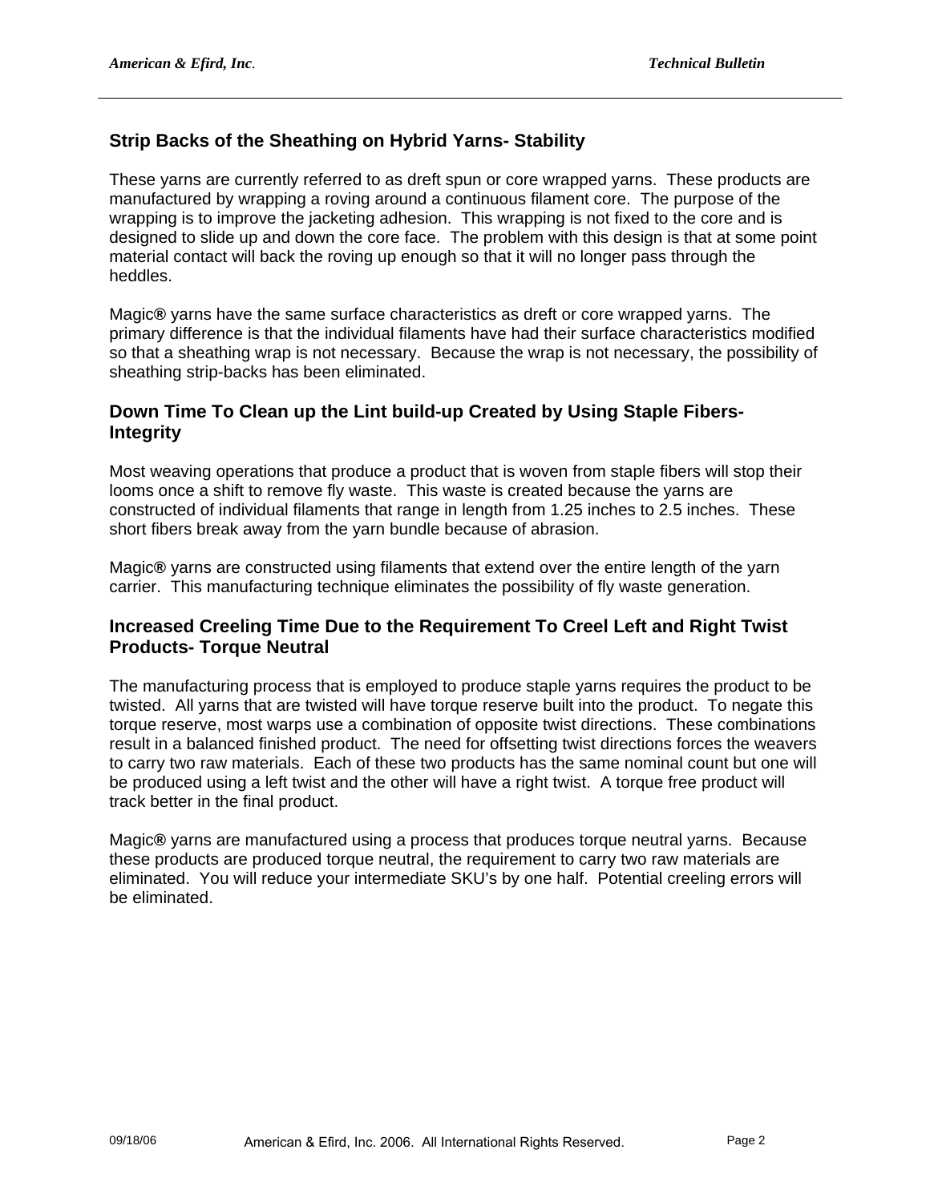## Strip Backs of the Sheathing on Hybrid Yarns- Stability

These yarns are currently referred to as dreft spun or core wrapped yarns. These products are manufactured by wrapping a roving around a continuous filament core. The purpose of the wrapping is to improve the jacketing adhesion. This wrapping is not fixed to the core and is designed to slide up and down the core face. The problem with this design is that at some point material contact will back the roving up enough so that it will no longer pass through the heddles.

Magic® yarns have the same surface characteristics as dreft or core wrapped yarns. The primary difference is that the individual filaments have had their surface characteristics modified so that a sheathing wrap is not necessary. Because the wrap is not necessary, the possibility of sheathing strip-backs has been eliminated.

## Down Time To Clean up the Lint build-up Created by Using Staple Fibers-Integrity

Most weaving operations that produce a product that is woven from staple fibers will stop their looms once a shift to remove fly waste. This waste is created because the yarns are constructed of individual filaments that range in length from 1.25 inches to 2.5 inches. These short fibers break away from the yarn bundle because of abrasion.

Magic® yarns are constructed using filaments that extend over the entire length of the yarn carrier. This manufacturing technique eliminates the possibility of fly waste generation.

## Increased Creeling Time Due to the Requirement To Creel Left and Right Twist Products- Torque Neutral

The manufacturing process that is employed to produce staple yarns requires the product to be twisted. All yarns that are twisted will have torque reserve built into the product. To negate this torque reserve, most warps use a combination of opposite twist directions. These combinations result in a balanced finished product. The need for offsetting twist directions forces the weavers to carry two raw materials. Each of these two products has the same nominal count but one will be produced using a left twist and the other will have a right twist. A torque free product will track better in the final product.

Magic® yarns are manufactured using a process that produces torque neutral yarns. Because these products are produced torque neutral, the requirement to carry two raw materials are eliminated. You will reduce your intermediate SKU's by one half. Potential creeling errors will be eliminated.